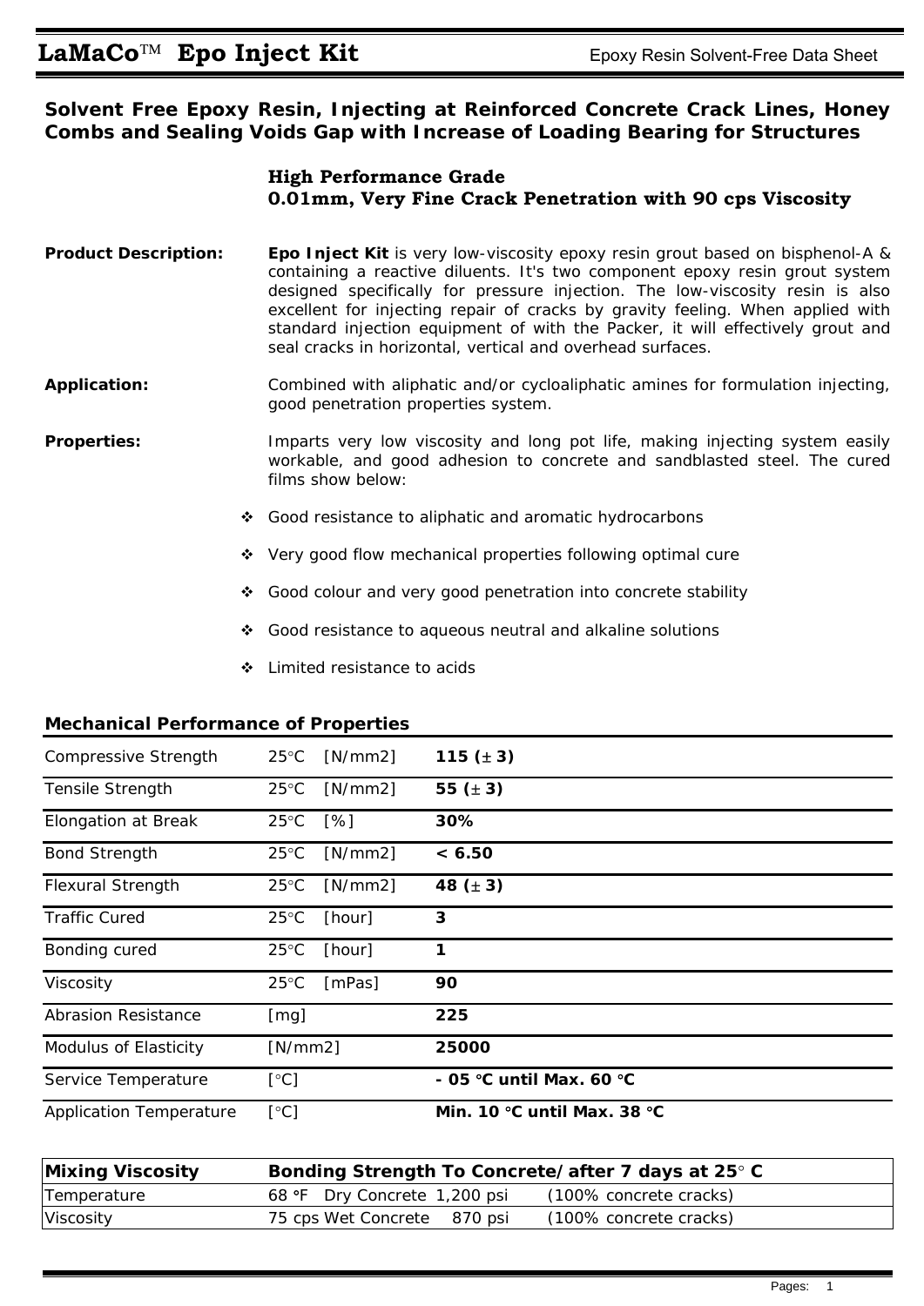# LaMaCo™ Epo Inject Kit

Epoxy Resin Solvent-Free Data Sheet

## Solvent Free Epoxy Resin, Injecting at Reinforced Concrete Crack Lines, Honey Combs and Sealing Voids Gap with Increase of Loading Bearing for Structures

### High Performance Grade
### 0.01mm, Very Fine Crack Penetration with 90 cps Viscosity

**Product Description:** **Epo Inject Kit** is very low-viscosity epoxy resin grout based on bisphenol-A & containing a reactive diluents. It's two component epoxy resin grout system designed specifically for pressure injection. The low-viscosity resin is also excellent for injecting repair of cracks by gravity feeling. When applied with standard injection equipment of with the Packer, it will effectively grout and seal cracks in horizontal, vertical and overhead surfaces.

**Application:** Combined with aliphatic and/or cycloaliphatic amines for formulation injecting, good penetration properties system.

**Properties:** Imparts very low viscosity and long pot life, making injecting system easily workable, and good adhesion to concrete and sandblasted steel. The cured films show below:

- Good resistance to aliphatic and aromatic hydrocarbons
- Very good flow mechanical properties following optimal cure
- Good colour and very good penetration into concrete stability
- Good resistance to aqueous neutral and alkaline solutions
- Limited resistance to acids

## Mechanical Performance of Properties

| Property | Condition | Value |
|---|---|---|
| Compressive Strength | 25°C [N/mm2] | **115 (± 3)** |
| Tensile Strength | 25°C [N/mm2] | **55 (± 3)** |
| Elongation at Break | 25°C [%] | **30%** |
| Bond Strength | 25°C [N/mm2] | **< 6.50** |
| Flexural Strength | 25°C [N/mm2] | **48 (± 3)** |
| Traffic Cured | 25°C [hour] | **3** |
| Bonding cured | 25°C [hour] | **1** |
| Viscosity | 25°C [mPas] | **90** |
| Abrasion Resistance | [mg] | **225** |
| Modulus of Elasticity | [N/mm2] | **25000** |
| Service Temperature | [°C] | **- 05 °C until Max. 60 °C** |
| Application Temperature | [°C] | **Min. 10 °C until Max. 38 °C** |

| **Mixing Viscosity** | **Bonding Strength To Concrete/after 7 days at 25° C** | | |
|---|---|---|---|
| Temperature | 68 °F Dry Concrete | 1,200 psi | (100% concrete cracks) |
| Viscosity | 75 cps Wet Concrete | 870 psi | (100% concrete cracks) |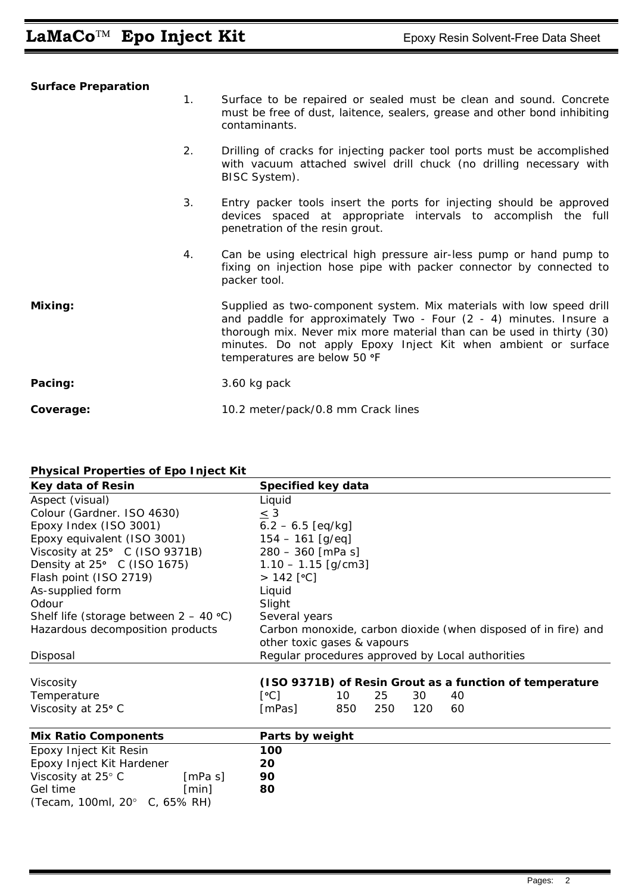**Surface Preparation**

1. Surface to be repaired or sealed must be clean and sound. Concrete must be free of dust, laitence, sealers, grease and other bond inhibiting contaminants.

2. Drilling of cracks for injecting packer tool ports must be accomplished with vacuum attached swivel drill chuck (no drilling necessary with BISC System).

3. Entry packer tools insert the ports for injecting should be approved devices spaced at appropriate intervals to accomplish the full penetration of the resin grout.

4. Can be using electrical high pressure air-less pump or hand pump to fixing on injection hose pipe with packer connector by connected to packer tool.

**Mixing:** Supplied as two-component system. Mix materials with low speed drill and paddle for approximately Two - Four (2 - 4) minutes. Insure a thorough mix. Never mix more material than can be used in thirty (30) minutes. Do not apply Epoxy Inject Kit when ambient or surface temperatures are below 50 °F

**Pacing:** 3.60 kg pack

**Coverage:** 10.2 meter/pack/0.8 mm Crack lines

**Physical Properties of Epo Inject Kit**

| Key data of Resin | Specified key data |
|---|---|
| Aspect (visual) | Liquid |
| Colour (Gardner. ISO 4630) | ≤ 3 |
| Epoxy Index (ISO 3001) | 6.2 – 6.5 [eq/kg] |
| Epoxy equivalent (ISO 3001) | 154 – 161 [g/eq] |
| Viscosity at 25° C (ISO 9371B) | 280 – 360 [mPa s] |
| Density at 25° C (ISO 1675) | 1.10 – 1.15 [g/cm3] |
| Flash point (ISO 2719) | > 142 [°C] |
| As-supplied form | Liquid |
| Odour | Slight |
| Shelf life (storage between 2 – 40 °C) | Several years |
| Hazardous decomposition products | Carbon monoxide, carbon dioxide (when disposed of in fire) and other toxic gases & vapours |
| Disposal | Regular procedures approved by Local authorities |

| Viscosity | **(ISO 9371B) of Resin Grout as a function of temperature** | | | | |
|---|---|---|---|---|---|
| Temperature | [°C] | 10 | 25 | 30 | 40 |
| Viscosity at 25° C | [mPas] | 850 | 250 | 120 | 60 |

| Mix Ratio Components | | Parts by weight |
|---|---|---|
| Epoxy Inject Kit Resin | | **100** |
| Epoxy Inject Kit Hardener | | **20** |
| Viscosity at 25° C | [mPa s] | **90** |
| Gel time | [min] | **80** |
| (Tecam, 100ml, 20° C, 65% RH) | | |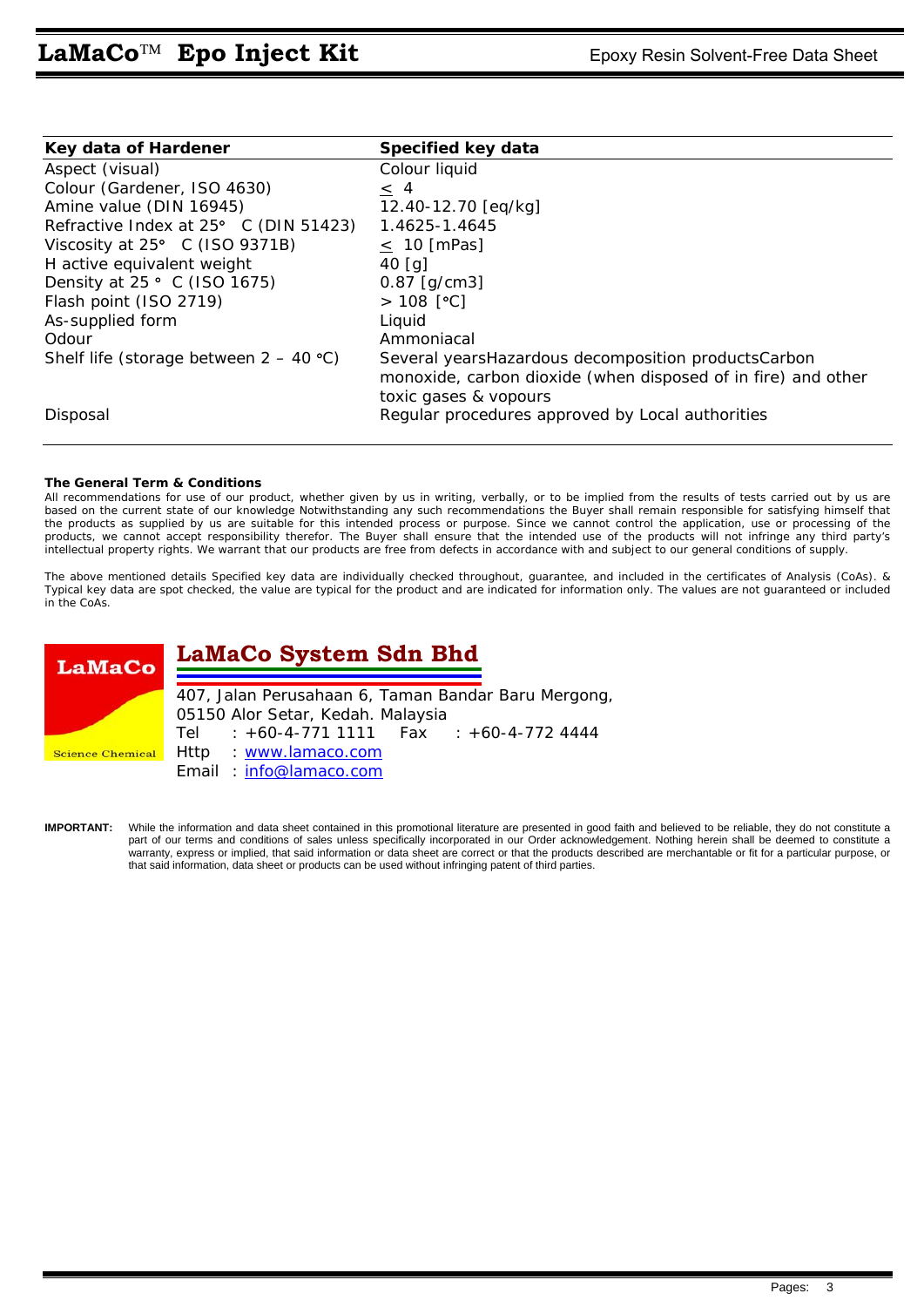| Key data of Hardener | Specified key data |
|---|---|
| Aspect (visual) | Colour liquid |
| Colour (Gardener, ISO 4630) | ≤ 4 |
| Amine value (DIN 16945) | 12.40-12.70 [eq/kg] |
| Refractive Index at 25° C (DIN 51423) | 1.4625-1.4645 |
| Viscosity at 25° C (ISO 9371B) | ≤ 10 [mPas] |
| H active equivalent weight | 40 [g] |
| Density at 25 ° C (ISO 1675) | 0.87 [g/cm3] |
| Flash point (ISO 2719) | > 108 [°C] |
| As-supplied form | Liquid |
| Odour | Ammoniacal |
| Shelf life (storage between 2 – 40 °C) | Several yearsHazardous decomposition productsCarbon monoxide, carbon dioxide (when disposed of in fire) and other toxic gases & vopours |
| Disposal | Regular procedures approved by Local authorities |

**The General Term & Conditions**

All recommendations for use of our product, whether given by us in writing, verbally, or to be implied from the results of tests carried out by us are based on the current state of our knowledge Notwithstanding any such recommendations the Buyer shall remain responsible for satisfying himself that the products as supplied by us are suitable for this intended process or purpose. Since we cannot control the application, use or processing of the products, we cannot accept responsibility therefor. The Buyer shall ensure that the intended use of the products will not infringe any third party's intellectual property rights. We warrant that our products are free from defects in accordance with and subject to our general conditions of supply.

The above mentioned details Specified key data are individually checked throughout, guarantee, and included in the certificates of Analysis (CoAs). & Typical key data are spot checked, the value are typical for the product and are indicated for information only. The values are not guaranteed or included in the CoAs.

LaMaCo

Science Chemical

## LaMaCo System Sdn Bhd

407, Jalan Perusahaan 6, Taman Bandar Baru Mergong,
05150 Alor Setar, Kedah. Malaysia
Tel : +60-4-771 1111 Fax : +60-4-772 4444
Http : www.lamaco.com
Email : info@lamaco.com

**IMPORTANT:** While the information and data sheet contained in this promotional literature are presented in good faith and believed to be reliable, they do not constitute a part of our terms and conditions of sales unless specifically incorporated in our Order acknowledgement. Nothing herein shall be deemed to constitute a warranty, express or implied, that said information or data sheet are correct or that the products described are merchantable or fit for a particular purpose, or that said information, data sheet or products can be used without infringing patent of third parties.